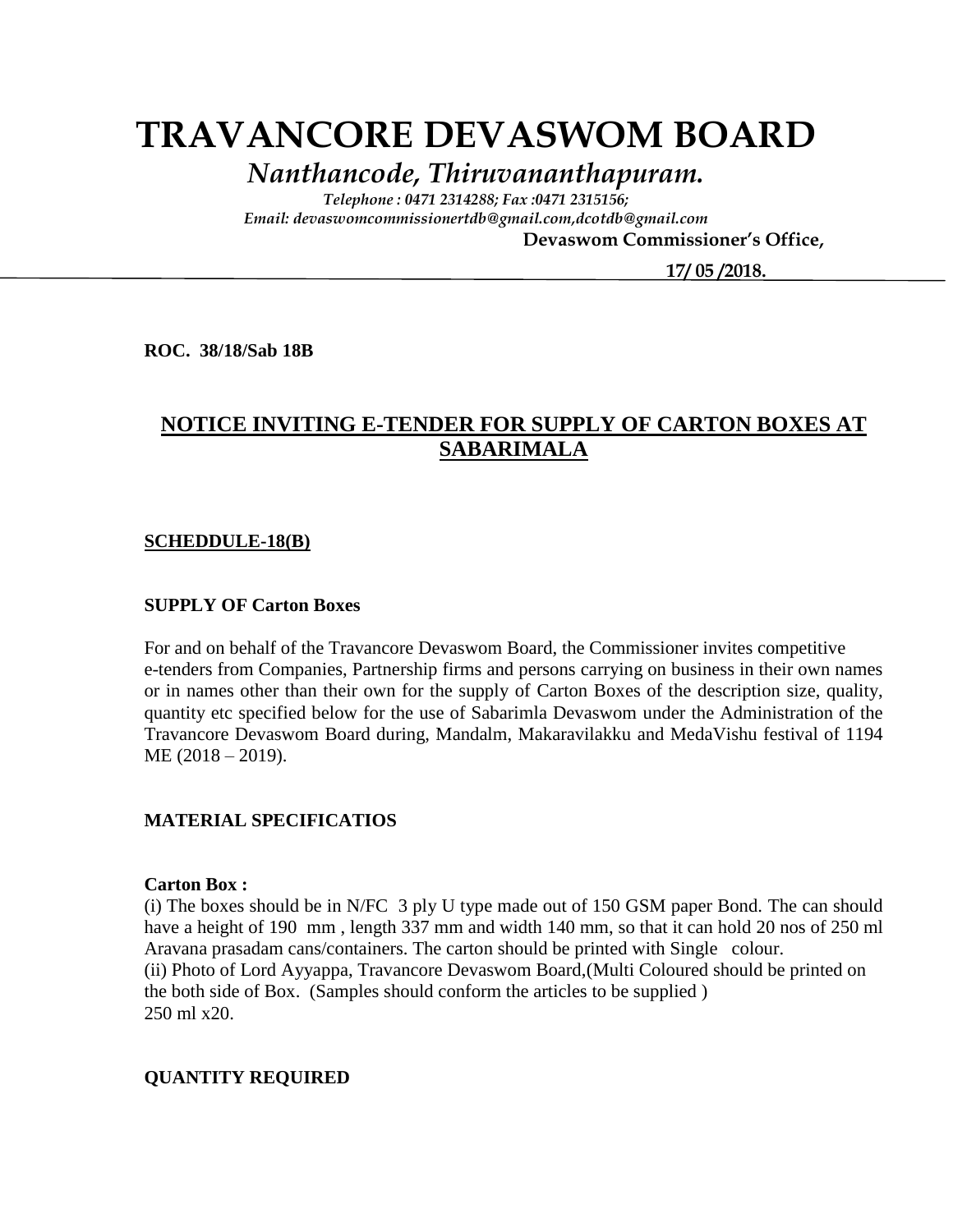# TRAVANCORE DEVASWOM BOARD

*Nanthancode, Thiruvananthapuram.*

*Telephone : 0471 2314288; Fax :0471 2315156;*
*Email: devaswomcommissionertdb@gmail.com,dcotdb@gmail.com*

**Devaswom Commissioner's Office,**

**17/ 05 /2018.**

**ROC. 38/18/Sab 18B**

## NOTICE INVITING E-TENDER FOR SUPPLY OF CARTON BOXES AT SABARIMALA

**SCHEDDULE-18(B)**

**SUPPLY OF Carton Boxes**

For and on behalf of the Travancore Devaswom Board, the Commissioner invites competitive e-tenders from Companies, Partnership firms and persons carrying on business in their own names or in names other than their own for the supply of Carton Boxes of the description size, quality, quantity etc specified below for the use of Sabarimla Devaswom under the Administration of the Travancore Devaswom Board during, Mandalm, Makaravilakku and MedaVishu festival of 1194 ME (2018 – 2019).

**MATERIAL SPECIFICATIOS**

**Carton Box :**

(i) The boxes should be in N/FC 3 ply U type made out of 150 GSM paper Bond. The can should have a height of 190 mm , length 337 mm and width 140 mm, so that it can hold 20 nos of 250 ml Aravana prasadam cans/containers. The carton should be printed with Single colour.
(ii) Photo of Lord Ayyappa, Travancore Devaswom Board,(Multi Coloured should be printed on the both side of Box. (Samples should conform the articles to be supplied )
250 ml x20.

**QUANTITY REQUIRED**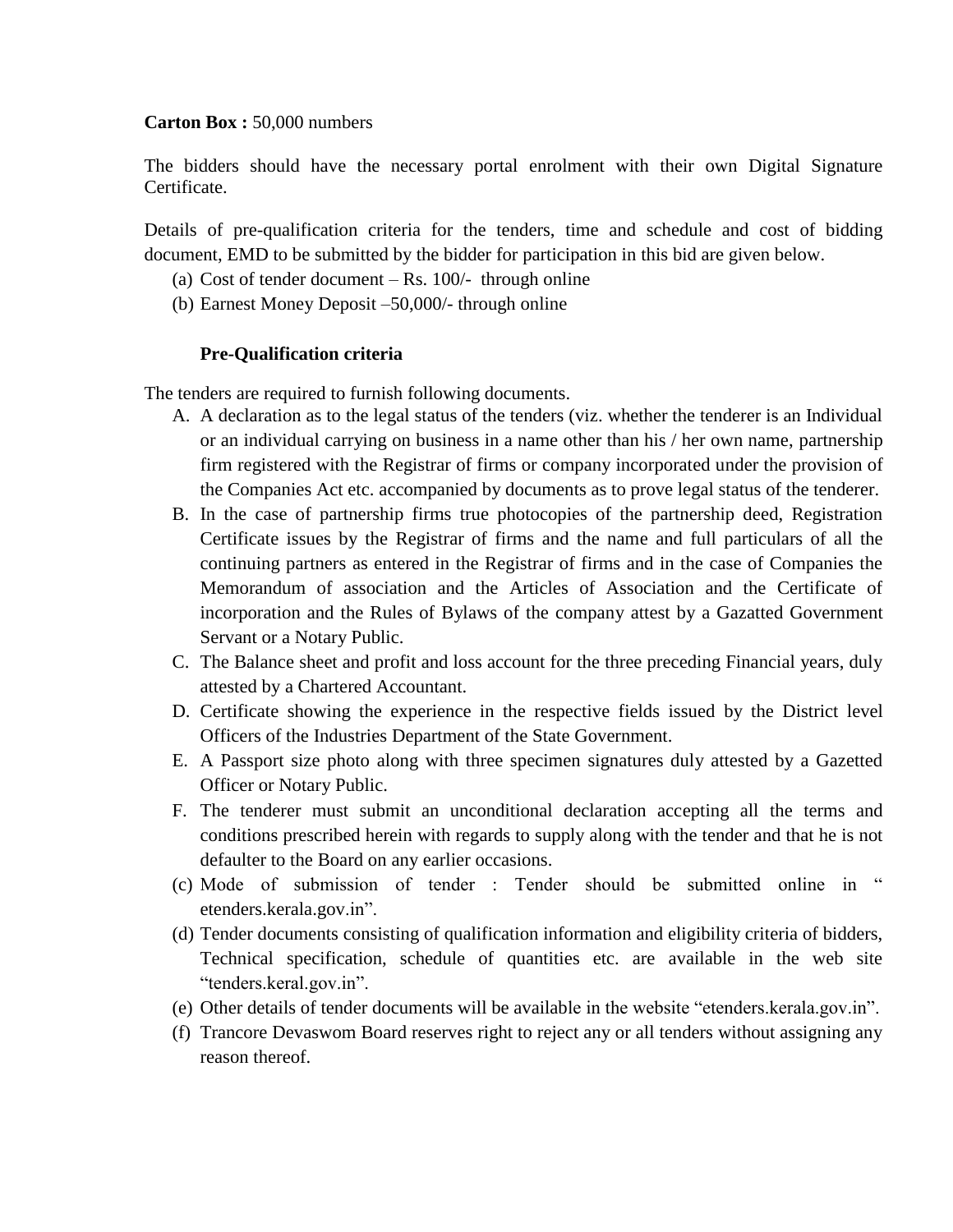**Carton Box :** 50,000 numbers

The bidders should have the necessary portal enrolment with their own Digital Signature Certificate.

Details of pre-qualification criteria for the tenders, time and schedule and cost of bidding document, EMD to be submitted by the bidder for participation in this bid are given below.

(a) Cost of tender document – Rs. 100/- through online
(b) Earnest Money Deposit –50,000/- through online

**Pre-Qualification criteria**

The tenders are required to furnish following documents.

A. A declaration as to the legal status of the tenders (viz. whether the tenderer is an Individual or an individual carrying on business in a name other than his / her own name, partnership firm registered with the Registrar of firms or company incorporated under the provision of the Companies Act etc. accompanied by documents as to prove legal status of the tenderer.
B. In the case of partnership firms true photocopies of the partnership deed, Registration Certificate issues by the Registrar of firms and the name and full particulars of all the continuing partners as entered in the Registrar of firms and in the case of Companies the Memorandum of association and the Articles of Association and the Certificate of incorporation and the Rules of Bylaws of the company attest by a Gazatted Government Servant or a Notary Public.
C. The Balance sheet and profit and loss account for the three preceding Financial years, duly attested by a Chartered Accountant.
D. Certificate showing the experience in the respective fields issued by the District level Officers of the Industries Department of the State Government.
E. A Passport size photo along with three specimen signatures duly attested by a Gazetted Officer or Notary Public.
F. The tenderer must submit an unconditional declaration accepting all the terms and conditions prescribed herein with regards to supply along with the tender and that he is not defaulter to the Board on any earlier occasions.

(c) Mode of submission of tender : Tender should be submitted online in " etenders.kerala.gov.in".
(d) Tender documents consisting of qualification information and eligibility criteria of bidders, Technical specification, schedule of quantities etc. are available in the web site "tenders.keral.gov.in".
(e) Other details of tender documents will be available in the website "etenders.kerala.gov.in".
(f) Trancore Devaswom Board reserves right to reject any or all tenders without assigning any reason thereof.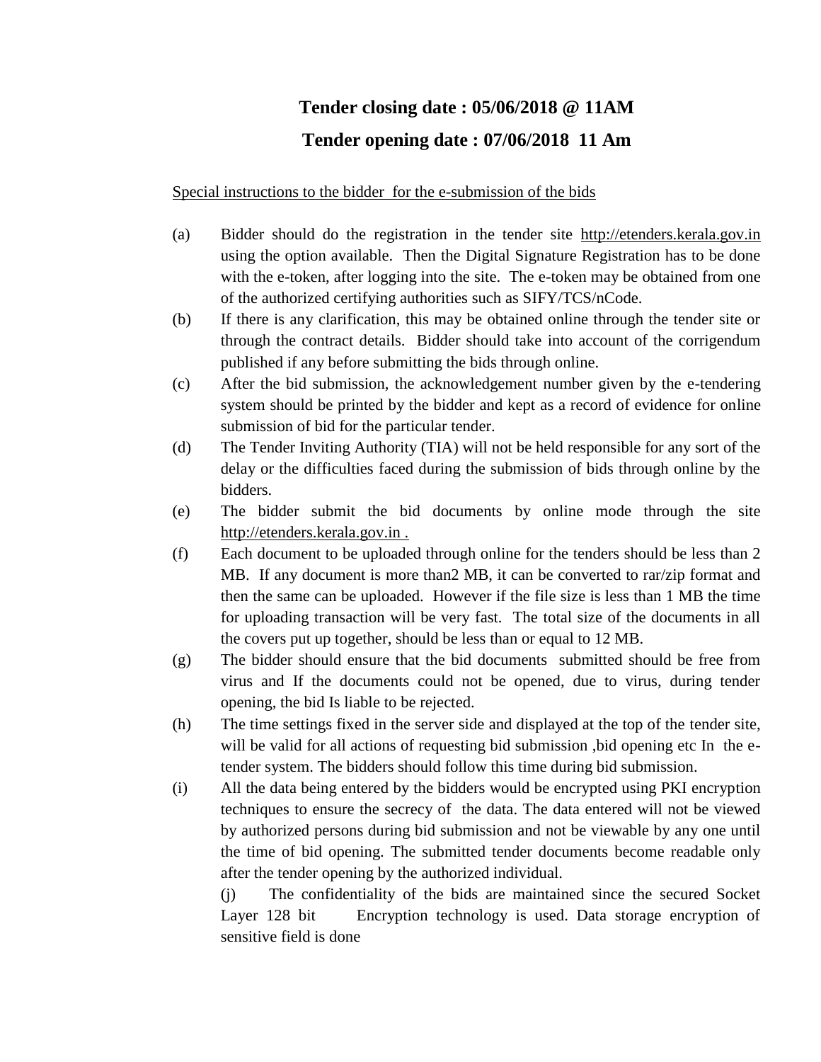**Tender closing date : 05/06/2018 @ 11AM**

**Tender opening date : 07/06/2018 11 Am**

<u>Special instructions to the bidder for the e-submission of the bids</u>

(a) Bidder should do the registration in the tender site http://etenders.kerala.gov.in using the option available. Then the Digital Signature Registration has to be done with the e-token, after logging into the site. The e-token may be obtained from one of the authorized certifying authorities such as SIFY/TCS/nCode.

(b) If there is any clarification, this may be obtained online through the tender site or through the contract details. Bidder should take into account of the corrigendum published if any before submitting the bids through online.

(c) After the bid submission, the acknowledgement number given by the e-tendering system should be printed by the bidder and kept as a record of evidence for online submission of bid for the particular tender.

(d) The Tender Inviting Authority (TIA) will not be held responsible for any sort of the delay or the difficulties faced during the submission of bids through online by the bidders.

(e) The bidder submit the bid documents by online mode through the site http://etenders.kerala.gov.in .

(f) Each document to be uploaded through online for the tenders should be less than 2 MB. If any document is more than2 MB, it can be converted to rar/zip format and then the same can be uploaded. However if the file size is less than 1 MB the time for uploading transaction will be very fast. The total size of the documents in all the covers put up together, should be less than or equal to 12 MB.

(g) The bidder should ensure that the bid documents submitted should be free from virus and If the documents could not be opened, due to virus, during tender opening, the bid Is liable to be rejected.

(h) The time settings fixed in the server side and displayed at the top of the tender site, will be valid for all actions of requesting bid submission ,bid opening etc In the e-tender system. The bidders should follow this time during bid submission.

(i) All the data being entered by the bidders would be encrypted using PKI encryption techniques to ensure the secrecy of the data. The data entered will not be viewed by authorized persons during bid submission and not be viewable by any one until the time of bid opening. The submitted tender documents become readable only after the tender opening by the authorized individual.

(j) The confidentiality of the bids are maintained since the secured Socket Layer 128 bit Encryption technology is used. Data storage encryption of sensitive field is done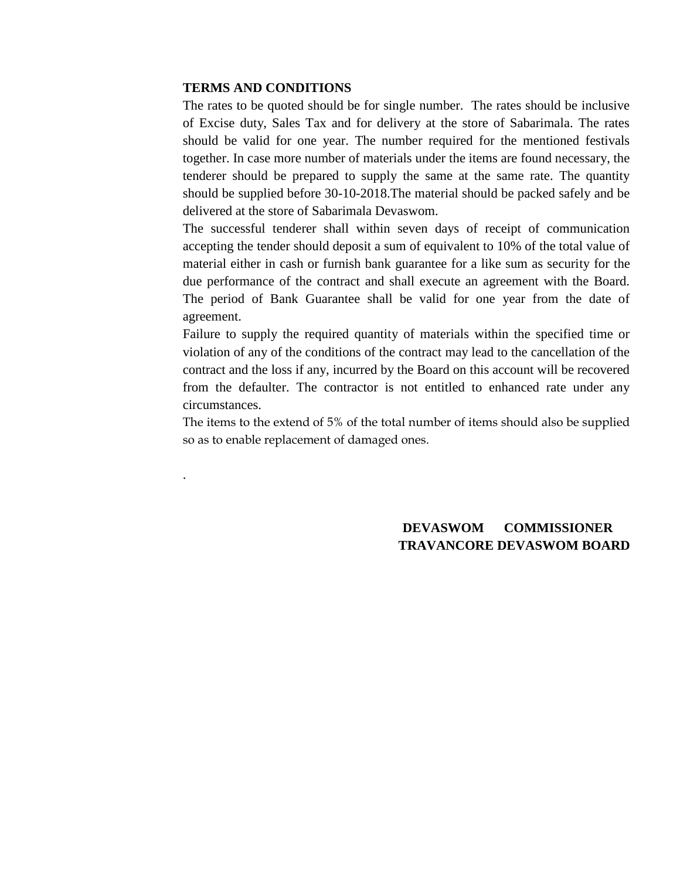**TERMS AND CONDITIONS**

The rates to be quoted should be for single number. The rates should be inclusive of Excise duty, Sales Tax and for delivery at the store of Sabarimala. The rates should be valid for one year. The number required for the mentioned festivals together. In case more number of materials under the items are found necessary, the tenderer should be prepared to supply the same at the same rate. The quantity should be supplied before 30-10-2018.The material should be packed safely and be delivered at the store of Sabarimala Devaswom.

The successful tenderer shall within seven days of receipt of communication accepting the tender should deposit a sum of equivalent to 10% of the total value of material either in cash or furnish bank guarantee for a like sum as security for the due performance of the contract and shall execute an agreement with the Board. The period of Bank Guarantee shall be valid for one year from the date of agreement.

Failure to supply the required quantity of materials within the specified time or violation of any of the conditions of the contract may lead to the cancellation of the contract and the loss if any, incurred by the Board on this account will be recovered from the defaulter. The contractor is not entitled to enhanced rate under any circumstances.

The items to the extend of 5% of the total number of items should also be supplied so as to enable replacement of damaged ones.

.

**DEVASWOM COMMISSIONER**
**TRAVANCORE DEVASWOM BOARD**